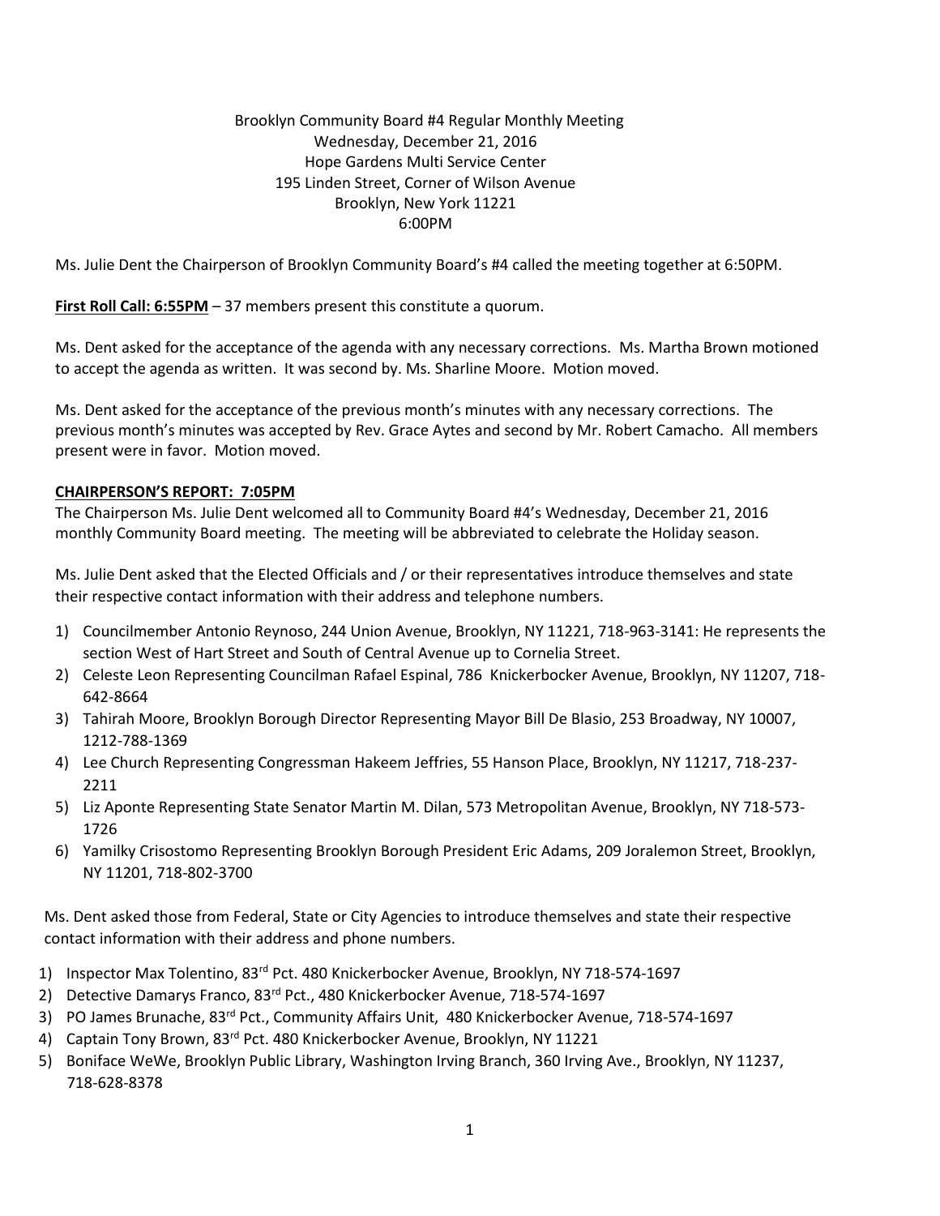Brooklyn Community Board #4 Regular Monthly Meeting
Wednesday, December 21, 2016
Hope Gardens Multi Service Center
195 Linden Street, Corner of Wilson Avenue
Brooklyn, New York 11221
6:00PM

Ms. Julie Dent the Chairperson of Brooklyn Community Board's #4 called the meeting together at 6:50PM.

**First Roll Call: 6:55PM** – 37 members present this constitute a quorum.

Ms. Dent asked for the acceptance of the agenda with any necessary corrections. Ms. Martha Brown motioned to accept the agenda as written. It was second by. Ms. Sharline Moore. Motion moved.

Ms. Dent asked for the acceptance of the previous month's minutes with any necessary corrections. The previous month's minutes was accepted by Rev. Grace Aytes and second by Mr. Robert Camacho. All members present were in favor. Motion moved.

**CHAIRPERSON'S REPORT: 7:05PM**

The Chairperson Ms. Julie Dent welcomed all to Community Board #4's Wednesday, December 21, 2016 monthly Community Board meeting. The meeting will be abbreviated to celebrate the Holiday season.

Ms. Julie Dent asked that the Elected Officials and / or their representatives introduce themselves and state their respective contact information with their address and telephone numbers.

1) Councilmember Antonio Reynoso, 244 Union Avenue, Brooklyn, NY 11221, 718-963-3141: He represents the section West of Hart Street and South of Central Avenue up to Cornelia Street.
2) Celeste Leon Representing Councilman Rafael Espinal, 786 Knickerbocker Avenue, Brooklyn, NY 11207, 718-642-8664
3) Tahirah Moore, Brooklyn Borough Director Representing Mayor Bill De Blasio, 253 Broadway, NY 10007, 1212-788-1369
4) Lee Church Representing Congressman Hakeem Jeffries, 55 Hanson Place, Brooklyn, NY 11217, 718-237-2211
5) Liz Aponte Representing State Senator Martin M. Dilan, 573 Metropolitan Avenue, Brooklyn, NY 718-573-1726
6) Yamilky Crisostomo Representing Brooklyn Borough President Eric Adams, 209 Joralemon Street, Brooklyn, NY 11201, 718-802-3700

Ms. Dent asked those from Federal, State or City Agencies to introduce themselves and state their respective contact information with their address and phone numbers.

1) Inspector Max Tolentino, 83rd Pct. 480 Knickerbocker Avenue, Brooklyn, NY 718-574-1697
2) Detective Damarys Franco, 83rd Pct., 480 Knickerbocker Avenue, 718-574-1697
3) PO James Brunache, 83rd Pct., Community Affairs Unit, 480 Knickerbocker Avenue, 718-574-1697
4) Captain Tony Brown, 83rd Pct. 480 Knickerbocker Avenue, Brooklyn, NY 11221
5) Boniface WeWe, Brooklyn Public Library, Washington Irving Branch, 360 Irving Ave., Brooklyn, NY 11237, 718-628-8378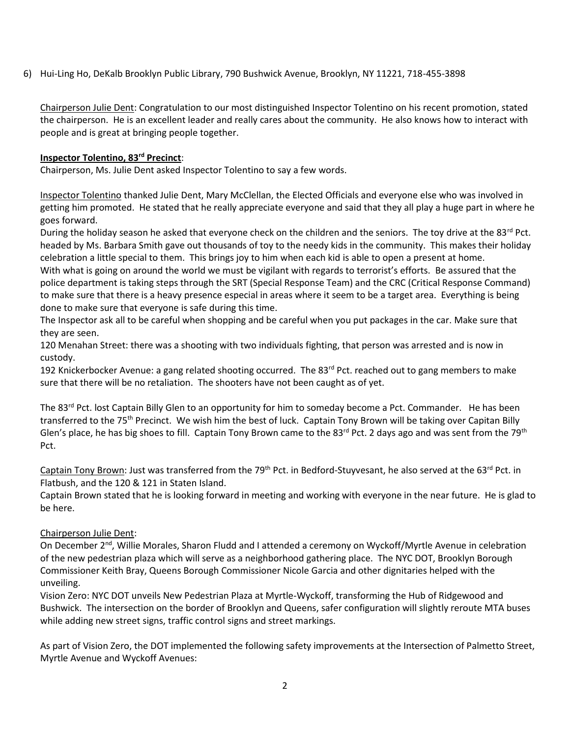6) Hui-Ling Ho, DeKalb Brooklyn Public Library, 790 Bushwick Avenue, Brooklyn, NY 11221, 718-455-3898

Chairperson Julie Dent: Congratulation to our most distinguished Inspector Tolentino on his recent promotion, stated the chairperson. He is an excellent leader and really cares about the community. He also knows how to interact with people and is great at bringing people together.

**Inspector Tolentino, 83rd Precinct**:
Chairperson, Ms. Julie Dent asked Inspector Tolentino to say a few words.

Inspector Tolentino thanked Julie Dent, Mary McClellan, the Elected Officials and everyone else who was involved in getting him promoted. He stated that he really appreciate everyone and said that they all play a huge part in where he goes forward.
During the holiday season he asked that everyone check on the children and the seniors. The toy drive at the 83rd Pct. headed by Ms. Barbara Smith gave out thousands of toy to the needy kids in the community. This makes their holiday celebration a little special to them. This brings joy to him when each kid is able to open a present at home.
With what is going on around the world we must be vigilant with regards to terrorist's efforts. Be assured that the police department is taking steps through the SRT (Special Response Team) and the CRC (Critical Response Command) to make sure that there is a heavy presence especial in areas where it seem to be a target area. Everything is being done to make sure that everyone is safe during this time.
The Inspector ask all to be careful when shopping and be careful when you put packages in the car. Make sure that they are seen.
120 Menahan Street: there was a shooting with two individuals fighting, that person was arrested and is now in custody.
192 Knickerbocker Avenue: a gang related shooting occurred. The 83rd Pct. reached out to gang members to make sure that there will be no retaliation. The shooters have not been caught as of yet.

The 83rd Pct. lost Captain Billy Glen to an opportunity for him to someday become a Pct. Commander. He has been transferred to the 75th Precinct. We wish him the best of luck. Captain Tony Brown will be taking over Capitan Billy Glen's place, he has big shoes to fill. Captain Tony Brown came to the 83rd Pct. 2 days ago and was sent from the 79th Pct.

Captain Tony Brown: Just was transferred from the 79th Pct. in Bedford-Stuyvesant, he also served at the 63rd Pct. in Flatbush, and the 120 & 121 in Staten Island.
Captain Brown stated that he is looking forward in meeting and working with everyone in the near future. He is glad to be here.

Chairperson Julie Dent:
On December 2nd, Willie Morales, Sharon Fludd and I attended a ceremony on Wyckoff/Myrtle Avenue in celebration of the new pedestrian plaza which will serve as a neighborhood gathering place. The NYC DOT, Brooklyn Borough Commissioner Keith Bray, Queens Borough Commissioner Nicole Garcia and other dignitaries helped with the unveiling.
Vision Zero: NYC DOT unveils New Pedestrian Plaza at Myrtle-Wyckoff, transforming the Hub of Ridgewood and Bushwick. The intersection on the border of Brooklyn and Queens, safer configuration will slightly reroute MTA buses while adding new street signs, traffic control signs and street markings.

As part of Vision Zero, the DOT implemented the following safety improvements at the Intersection of Palmetto Street, Myrtle Avenue and Wyckoff Avenues: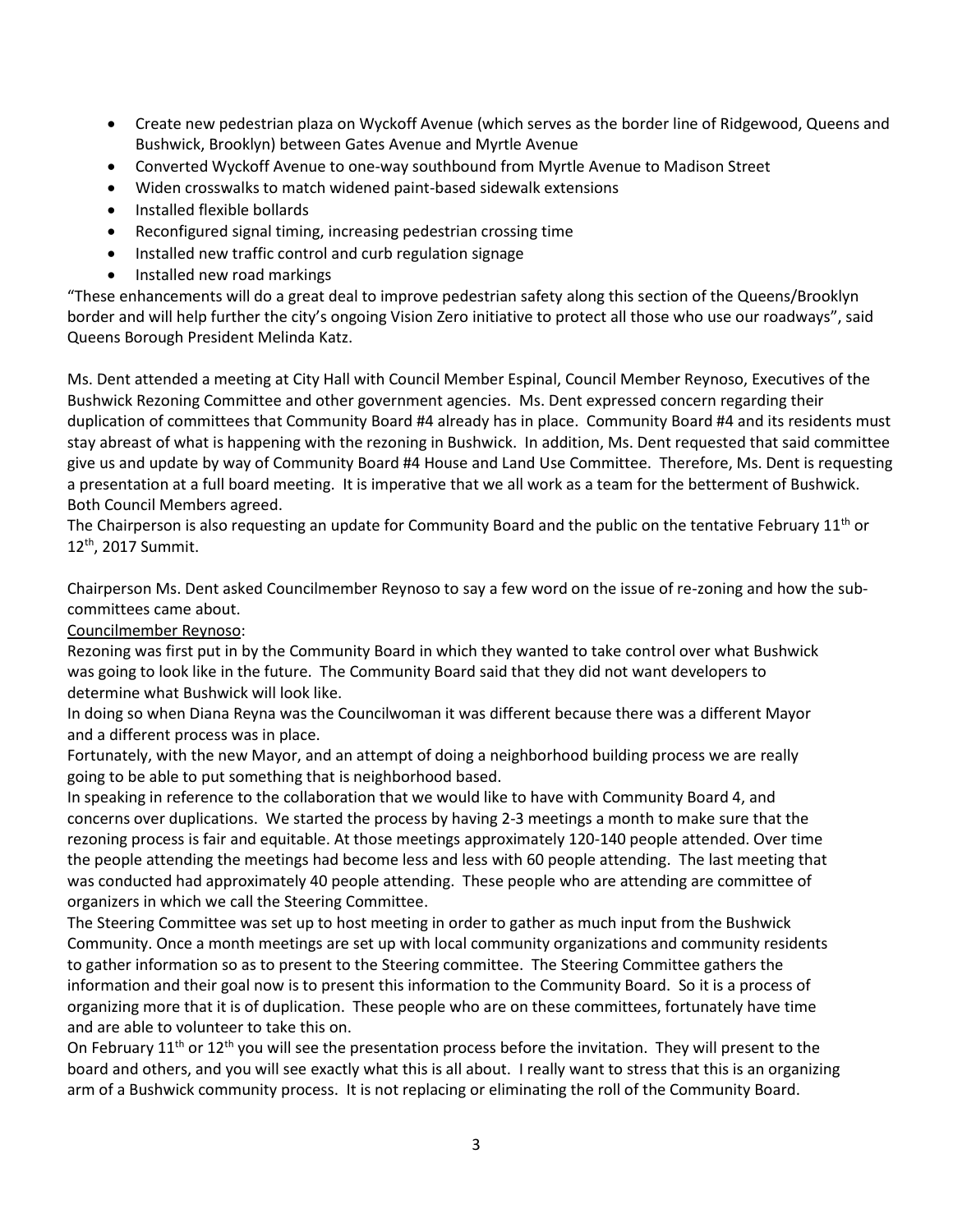- Create new pedestrian plaza on Wyckoff Avenue (which serves as the border line of Ridgewood, Queens and Bushwick, Brooklyn) between Gates Avenue and Myrtle Avenue
- Converted Wyckoff Avenue to one-way southbound from Myrtle Avenue to Madison Street
- Widen crosswalks to match widened paint-based sidewalk extensions
- Installed flexible bollards
- Reconfigured signal timing, increasing pedestrian crossing time
- Installed new traffic control and curb regulation signage
- Installed new road markings

"These enhancements will do a great deal to improve pedestrian safety along this section of the Queens/Brooklyn border and will help further the city's ongoing Vision Zero initiative to protect all those who use our roadways", said Queens Borough President Melinda Katz.

Ms. Dent attended a meeting at City Hall with Council Member Espinal, Council Member Reynoso, Executives of the Bushwick Rezoning Committee and other government agencies. Ms. Dent expressed concern regarding their duplication of committees that Community Board #4 already has in place. Community Board #4 and its residents must stay abreast of what is happening with the rezoning in Bushwick. In addition, Ms. Dent requested that said committee give us and update by way of Community Board #4 House and Land Use Committee. Therefore, Ms. Dent is requesting a presentation at a full board meeting. It is imperative that we all work as a team for the betterment of Bushwick. Both Council Members agreed.
The Chairperson is also requesting an update for Community Board and the public on the tentative February 11th or 12th, 2017 Summit.

Chairperson Ms. Dent asked Councilmember Reynoso to say a few word on the issue of re-zoning and how the sub-committees came about.

Councilmember Reynoso:

Rezoning was first put in by the Community Board in which they wanted to take control over what Bushwick was going to look like in the future. The Community Board said that they did not want developers to determine what Bushwick will look like.
In doing so when Diana Reyna was the Councilwoman it was different because there was a different Mayor and a different process was in place.
Fortunately, with the new Mayor, and an attempt of doing a neighborhood building process we are really going to be able to put something that is neighborhood based.
In speaking in reference to the collaboration that we would like to have with Community Board 4, and concerns over duplications. We started the process by having 2-3 meetings a month to make sure that the rezoning process is fair and equitable. At those meetings approximately 120-140 people attended. Over time the people attending the meetings had become less and less with 60 people attending. The last meeting that was conducted had approximately 40 people attending. These people who are attending are committee of organizers in which we call the Steering Committee.
The Steering Committee was set up to host meeting in order to gather as much input from the Bushwick Community. Once a month meetings are set up with local community organizations and community residents to gather information so as to present to the Steering committee. The Steering Committee gathers the information and their goal now is to present this information to the Community Board. So it is a process of organizing more that it is of duplication. These people who are on these committees, fortunately have time and are able to volunteer to take this on.
On February 11th or 12th you will see the presentation process before the invitation. They will present to the board and others, and you will see exactly what this is all about. I really want to stress that this is an organizing arm of a Bushwick community process. It is not replacing or eliminating the roll of the Community Board.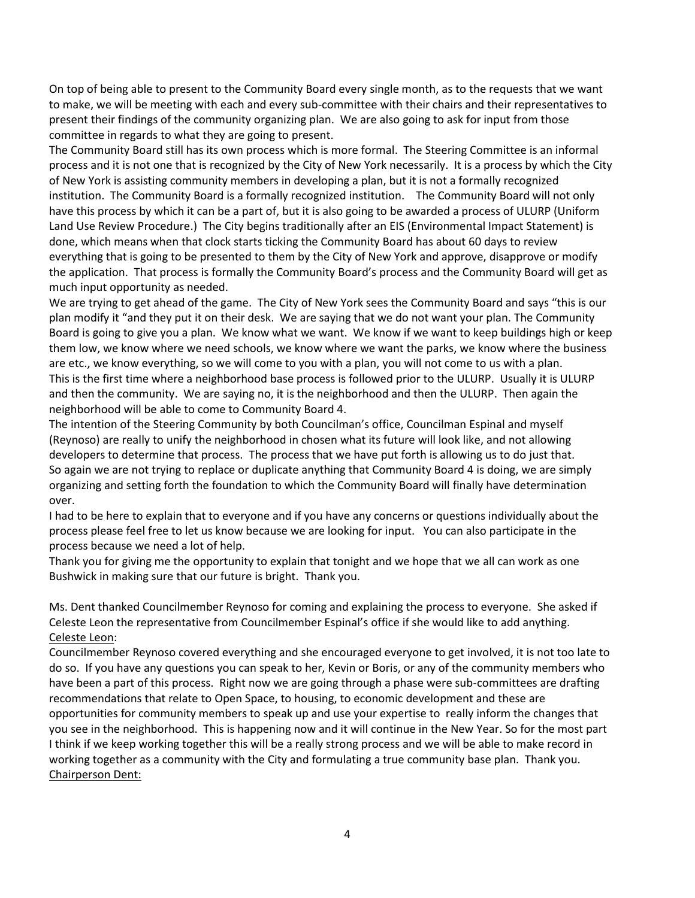On top of being able to present to the Community Board every single month, as to the requests that we want to make, we will be meeting with each and every sub-committee with their chairs and their representatives to present their findings of the community organizing plan. We are also going to ask for input from those committee in regards to what they are going to present.

The Community Board still has its own process which is more formal. The Steering Committee is an informal process and it is not one that is recognized by the City of New York necessarily. It is a process by which the City of New York is assisting community members in developing a plan, but it is not a formally recognized institution. The Community Board is a formally recognized institution. The Community Board will not only have this process by which it can be a part of, but it is also going to be awarded a process of ULURP (Uniform Land Use Review Procedure.) The City begins traditionally after an EIS (Environmental Impact Statement) is done, which means when that clock starts ticking the Community Board has about 60 days to review everything that is going to be presented to them by the City of New York and approve, disapprove or modify the application. That process is formally the Community Board's process and the Community Board will get as much input opportunity as needed.

We are trying to get ahead of the game. The City of New York sees the Community Board and says "this is our plan modify it "and they put it on their desk. We are saying that we do not want your plan. The Community Board is going to give you a plan. We know what we want. We know if we want to keep buildings high or keep them low, we know where we need schools, we know where we want the parks, we know where the business are etc., we know everything, so we will come to you with a plan, you will not come to us with a plan.

This is the first time where a neighborhood base process is followed prior to the ULURP. Usually it is ULURP and then the community. We are saying no, it is the neighborhood and then the ULURP. Then again the neighborhood will be able to come to Community Board 4.

The intention of the Steering Community by both Councilman's office, Councilman Espinal and myself (Reynoso) are really to unify the neighborhood in chosen what its future will look like, and not allowing developers to determine that process. The process that we have put forth is allowing us to do just that. So again we are not trying to replace or duplicate anything that Community Board 4 is doing, we are simply organizing and setting forth the foundation to which the Community Board will finally have determination over.

I had to be here to explain that to everyone and if you have any concerns or questions individually about the process please feel free to let us know because we are looking for input. You can also participate in the process because we need a lot of help.

Thank you for giving me the opportunity to explain that tonight and we hope that we all can work as one Bushwick in making sure that our future is bright. Thank you.

Ms. Dent thanked Councilmember Reynoso for coming and explaining the process to everyone. She asked if Celeste Leon the representative from Councilmember Espinal's office if she would like to add anything.

<u>Celeste Leon</u>:

Councilmember Reynoso covered everything and she encouraged everyone to get involved, it is not too late to do so. If you have any questions you can speak to her, Kevin or Boris, or any of the community members who have been a part of this process. Right now we are going through a phase were sub-committees are drafting recommendations that relate to Open Space, to housing, to economic development and these are opportunities for community members to speak up and use your expertise to really inform the changes that you see in the neighborhood. This is happening now and it will continue in the New Year. So for the most part I think if we keep working together this will be a really strong process and we will be able to make record in working together as a community with the City and formulating a true community base plan. Thank you.

<u>Chairperson Dent:</u>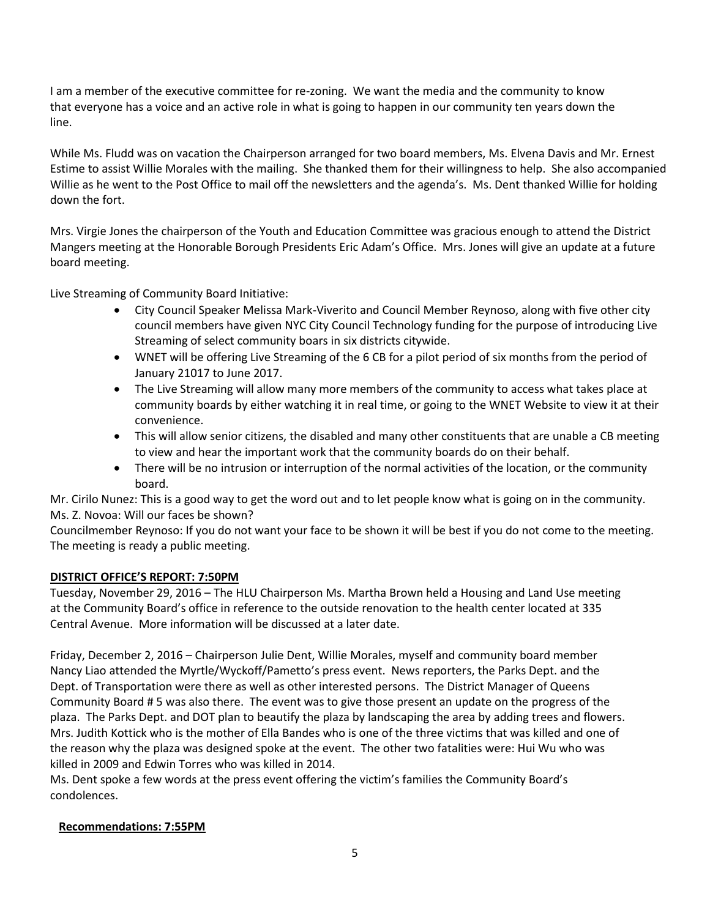I am a member of the executive committee for re-zoning. We want the media and the community to know that everyone has a voice and an active role in what is going to happen in our community ten years down the line.

While Ms. Fludd was on vacation the Chairperson arranged for two board members, Ms. Elvena Davis and Mr. Ernest Estime to assist Willie Morales with the mailing. She thanked them for their willingness to help. She also accompanied Willie as he went to the Post Office to mail off the newsletters and the agenda's. Ms. Dent thanked Willie for holding down the fort.

Mrs. Virgie Jones the chairperson of the Youth and Education Committee was gracious enough to attend the District Mangers meeting at the Honorable Borough Presidents Eric Adam's Office. Mrs. Jones will give an update at a future board meeting.

Live Streaming of Community Board Initiative:

- City Council Speaker Melissa Mark-Viverito and Council Member Reynoso, along with five other city council members have given NYC City Council Technology funding for the purpose of introducing Live Streaming of select community boars in six districts citywide.
- WNET will be offering Live Streaming of the 6 CB for a pilot period of six months from the period of January 21017 to June 2017.
- The Live Streaming will allow many more members of the community to access what takes place at community boards by either watching it in real time, or going to the WNET Website to view it at their convenience.
- This will allow senior citizens, the disabled and many other constituents that are unable a CB meeting to view and hear the important work that the community boards do on their behalf.
- There will be no intrusion or interruption of the normal activities of the location, or the community board.

Mr. Cirilo Nunez: This is a good way to get the word out and to let people know what is going on in the community.
Ms. Z. Novoa: Will our faces be shown?
Councilmember Reynoso: If you do not want your face to be shown it will be best if you do not come to the meeting. The meeting is ready a public meeting.

**DISTRICT OFFICE'S REPORT: 7:50PM**

Tuesday, November 29, 2016 – The HLU Chairperson Ms. Martha Brown held a Housing and Land Use meeting at the Community Board's office in reference to the outside renovation to the health center located at 335 Central Avenue. More information will be discussed at a later date.

Friday, December 2, 2016 – Chairperson Julie Dent, Willie Morales, myself and community board member Nancy Liao attended the Myrtle/Wyckoff/Pametto's press event. News reporters, the Parks Dept. and the Dept. of Transportation were there as well as other interested persons. The District Manager of Queens Community Board # 5 was also there. The event was to give those present an update on the progress of the plaza. The Parks Dept. and DOT plan to beautify the plaza by landscaping the area by adding trees and flowers. Mrs. Judith Kottick who is the mother of Ella Bandes who is one of the three victims that was killed and one of the reason why the plaza was designed spoke at the event. The other two fatalities were: Hui Wu who was killed in 2009 and Edwin Torres who was killed in 2014.
Ms. Dent spoke a few words at the press event offering the victim's families the Community Board's condolences.

**Recommendations: 7:55PM**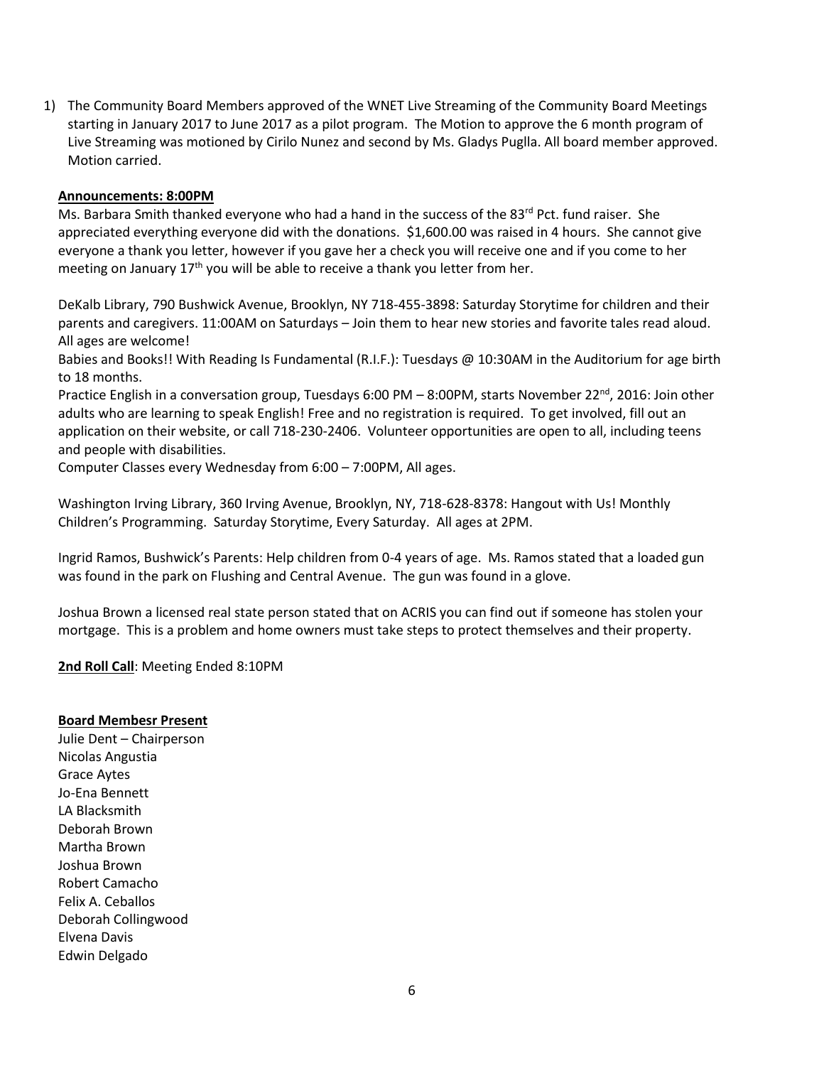1) The Community Board Members approved of the WNET Live Streaming of the Community Board Meetings starting in January 2017 to June 2017 as a pilot program. The Motion to approve the 6 month program of Live Streaming was motioned by Cirilo Nunez and second by Ms. Gladys Puglla. All board member approved. Motion carried.

**Announcements: 8:00PM**

Ms. Barbara Smith thanked everyone who had a hand in the success of the 83rd Pct. fund raiser. She appreciated everything everyone did with the donations. $1,600.00 was raised in 4 hours. She cannot give everyone a thank you letter, however if you gave her a check you will receive one and if you come to her meeting on January 17th you will be able to receive a thank you letter from her.

DeKalb Library, 790 Bushwick Avenue, Brooklyn, NY 718-455-3898: Saturday Storytime for children and their parents and caregivers. 11:00AM on Saturdays – Join them to hear new stories and favorite tales read aloud. All ages are welcome!
Babies and Books!! With Reading Is Fundamental (R.I.F.): Tuesdays @ 10:30AM in the Auditorium for age birth to 18 months.
Practice English in a conversation group, Tuesdays 6:00 PM – 8:00PM, starts November 22nd, 2016: Join other adults who are learning to speak English! Free and no registration is required. To get involved, fill out an application on their website, or call 718-230-2406. Volunteer opportunities are open to all, including teens and people with disabilities.
Computer Classes every Wednesday from 6:00 – 7:00PM, All ages.

Washington Irving Library, 360 Irving Avenue, Brooklyn, NY, 718-628-8378: Hangout with Us! Monthly Children's Programming. Saturday Storytime, Every Saturday. All ages at 2PM.

Ingrid Ramos, Bushwick's Parents: Help children from 0-4 years of age. Ms. Ramos stated that a loaded gun was found in the park on Flushing and Central Avenue. The gun was found in a glove.

Joshua Brown a licensed real state person stated that on ACRIS you can find out if someone has stolen your mortgage. This is a problem and home owners must take steps to protect themselves and their property.

**2nd Roll Call**: Meeting Ended 8:10PM

**Board Membesr Present**

Julie Dent – Chairperson
Nicolas Angustia
Grace Aytes
Jo-Ena Bennett
LA Blacksmith
Deborah Brown
Martha Brown
Joshua Brown
Robert Camacho
Felix A. Ceballos
Deborah Collingwood
Elvena Davis
Edwin Delgado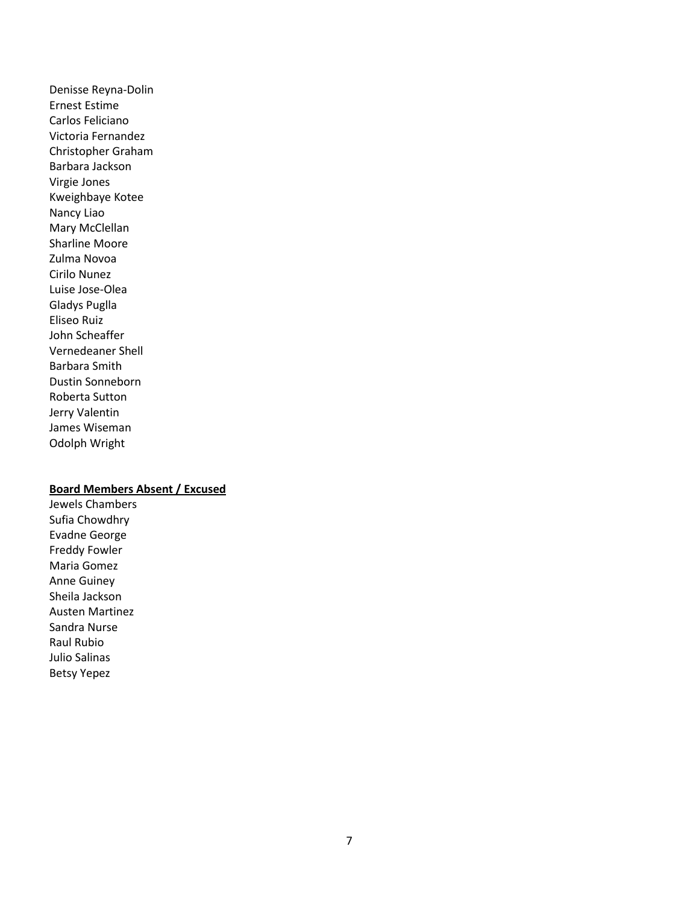Denisse Reyna-Dolin
Ernest Estime
Carlos Feliciano
Victoria Fernandez
Christopher Graham
Barbara Jackson
Virgie Jones
Kweighbaye Kotee
Nancy Liao
Mary McClellan
Sharline Moore
Zulma Novoa
Cirilo Nunez
Luise Jose-Olea
Gladys Puglla
Eliseo Ruiz
John Scheaffer
Vernedeaner Shell
Barbara Smith
Dustin Sonneborn
Roberta Sutton
Jerry Valentin
James Wiseman
Odolph Wright

**Board Members Absent / Excused**

Jewels Chambers
Sufia Chowdhry
Evadne George
Freddy Fowler
Maria Gomez
Anne Guiney
Sheila Jackson
Austen Martinez
Sandra Nurse
Raul Rubio
Julio Salinas
Betsy Yepez